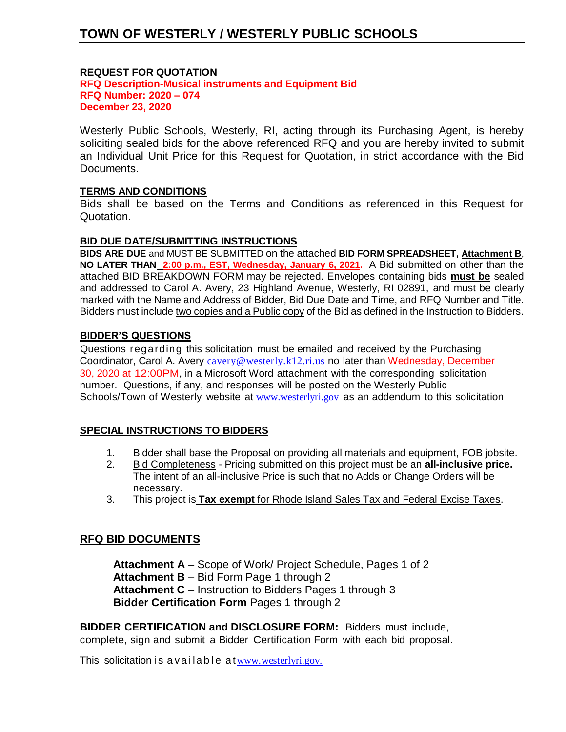# TOWN OF WESTERLY / WESTERLY PUBLIC SCHOOLS

**REQUEST FOR QUOTATION**
**RFQ Description-Musical instruments and Equipment Bid**
**RFQ Number: 2020 – 074**
**December 23, 2020**

Westerly Public Schools, Westerly, RI, acting through its Purchasing Agent, is hereby soliciting sealed bids for the above referenced RFQ and you are hereby invited to submit an Individual Unit Price for this Request for Quotation, in strict accordance with the Bid Documents.

**TERMS AND CONDITIONS**

Bids shall be based on the Terms and Conditions as referenced in this Request for Quotation.

**BID DUE DATE/SUBMITTING INSTRUCTIONS**

**BIDS ARE DUE** and MUST BE SUBMITTED on the attached **BID FORM SPREADSHEET, Attachment B**, **NO LATER THAN 2:00 p.m., EST, Wednesday, January 6, 2021.** A Bid submitted on other than the attached BID BREAKDOWN FORM may be rejected. Envelopes containing bids **must be** sealed and addressed to Carol A. Avery, 23 Highland Avenue, Westerly, RI 02891, and must be clearly marked with the Name and Address of Bidder, Bid Due Date and Time, and RFQ Number and Title. Bidders must include two copies and a Public copy of the Bid as defined in the Instruction to Bidders.

**BIDDER'S QUESTIONS**

Questions regarding this solicitation must be emailed and received by the Purchasing Coordinator, Carol A. Avery cavery@westerly.k12.ri.us no later than Wednesday, December 30, 2020 at 12:00PM, in a Microsoft Word attachment with the corresponding solicitation number. Questions, if any, and responses will be posted on the Westerly Public Schools/Town of Westerly website at www.westerlyri.gov as an addendum to this solicitation

**SPECIAL INSTRUCTIONS TO BIDDERS**

1. Bidder shall base the Proposal on providing all materials and equipment, FOB jobsite.
2. Bid Completeness - Pricing submitted on this project must be an **all-inclusive price.** The intent of an all-inclusive Price is such that no Adds or Change Orders will be necessary.
3. This project is **Tax exempt** for Rhode Island Sales Tax and Federal Excise Taxes.

**RFQ BID DOCUMENTS**

**Attachment A** – Scope of Work/ Project Schedule, Pages 1 of 2
**Attachment B** – Bid Form Page 1 through 2
**Attachment C** – Instruction to Bidders Pages 1 through 3
**Bidder Certification Form** Pages 1 through 2

**BIDDER CERTIFICATION and DISCLOSURE FORM:** Bidders must include, complete, sign and submit a Bidder Certification Form with each bid proposal.

This solicitation is available at www.westerlyri.gov.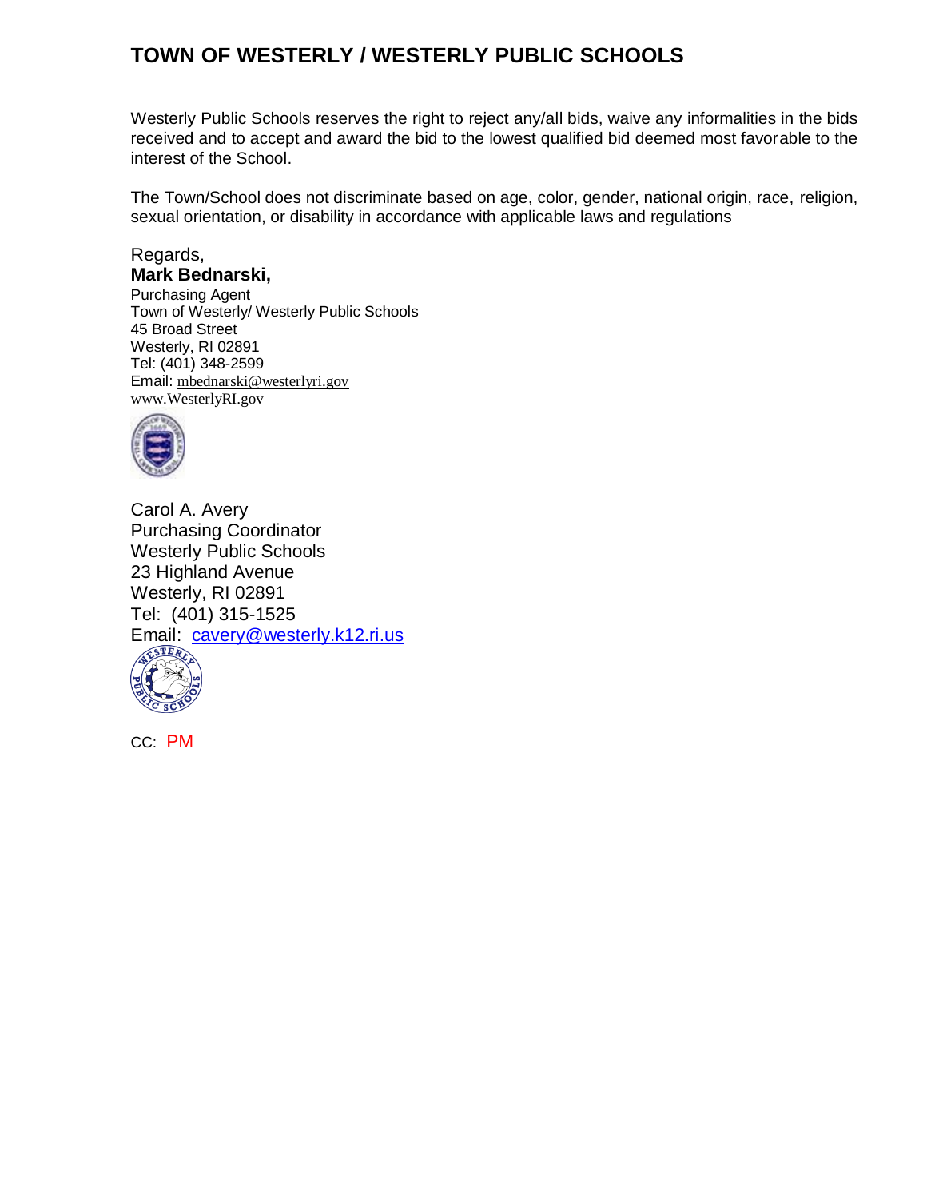Westerly Public Schools reserves the right to reject any/all bids, waive any informalities in the bids received and to accept and award the bid to the lowest qualified bid deemed most favorable to the interest of the School.

The Town/School does not discriminate based on age, color, gender, national origin, race, religion, sexual orientation, or disability in accordance with applicable laws and regulations

Regards,
**Mark Bednarski,**
Purchasing Agent
Town of Westerly/ Westerly Public Schools
45 Broad Street
Westerly, RI 02891
Tel: (401) 348-2599
Email: mbednarski@westerlyri.gov
www.WesterlyRI.gov

Carol A. Avery
Purchasing Coordinator
Westerly Public Schools
23 Highland Avenue
Westerly, RI 02891
Tel: (401) 315-1525
Email: cavery@westerly.k12.ri.us

CC: PM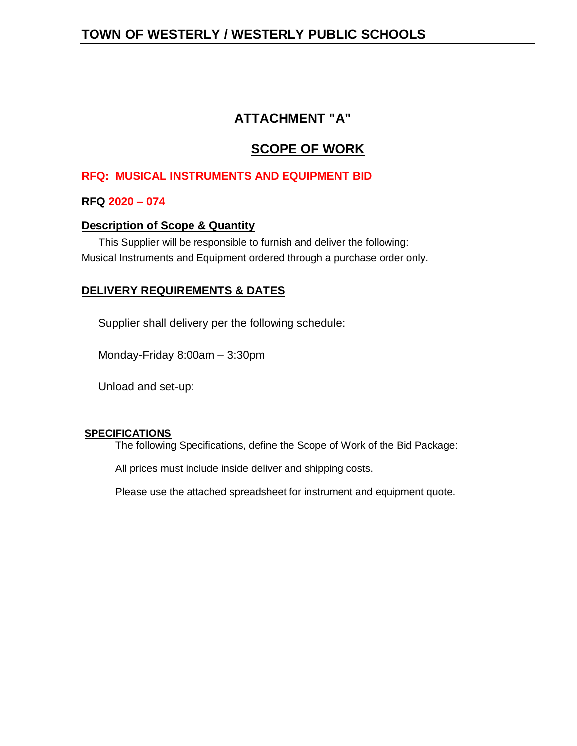# TOWN OF WESTERLY / WESTERLY PUBLIC SCHOOLS

## ATTACHMENT "A"

## SCOPE OF WORK

**RFQ: MUSICAL INSTRUMENTS AND EQUIPMENT BID**

**RFQ 2020 – 074**

### Description of Scope & Quantity

This Supplier will be responsible to furnish and deliver the following:
Musical Instruments and Equipment ordered through a purchase order only.

### DELIVERY REQUIREMENTS & DATES

Supplier shall delivery per the following schedule:

Monday-Friday 8:00am – 3:30pm

Unload and set-up:

### SPECIFICATIONS

The following Specifications, define the Scope of Work of the Bid Package:

All prices must include inside deliver and shipping costs.

Please use the attached spreadsheet for instrument and equipment quote.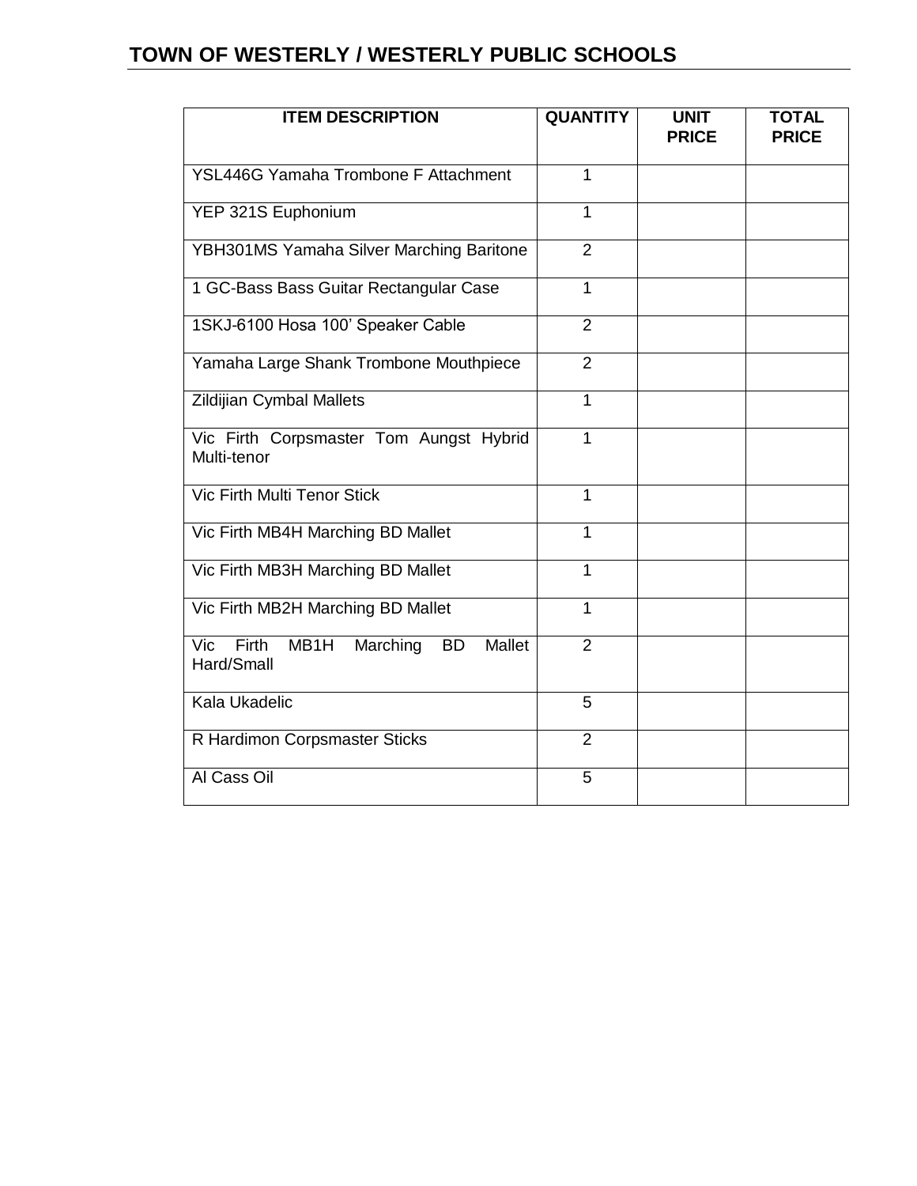## TOWN OF WESTERLY / WESTERLY PUBLIC SCHOOLS

| ITEM DESCRIPTION | QUANTITY | UNIT PRICE | TOTAL PRICE |
|---|---|---|---|
| YSL446G Yamaha Trombone F Attachment | 1 | | |
| YEP 321S Euphonium | 1 | | |
| YBH301MS Yamaha Silver Marching Baritone | 2 | | |
| 1 GC-Bass Bass Guitar Rectangular Case | 1 | | |
| 1SKJ-6100 Hosa 100' Speaker Cable | 2 | | |
| Yamaha Large Shank Trombone Mouthpiece | 2 | | |
| Zildijian Cymbal Mallets | 1 | | |
| Vic Firth Corpsmaster Tom Aungst Hybrid Multi-tenor | 1 | | |
| Vic Firth Multi Tenor Stick | 1 | | |
| Vic Firth MB4H Marching BD Mallet | 1 | | |
| Vic Firth MB3H Marching BD Mallet | 1 | | |
| Vic Firth MB2H Marching BD Mallet | 1 | | |
| Vic Firth MB1H Marching BD Mallet Hard/Small | 2 | | |
| Kala Ukadelic | 5 | | |
| R Hardimon Corpsmaster Sticks | 2 | | |
| Al Cass Oil | 5 | | |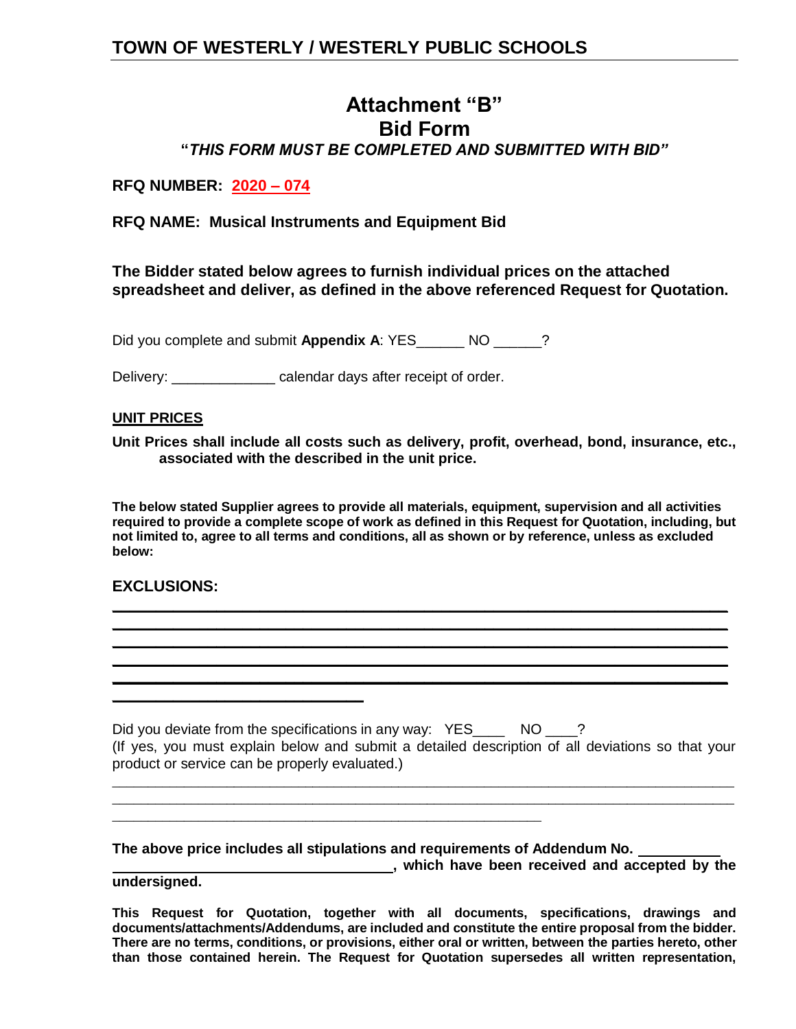# Attachment "B"

# Bid Form

***"THIS FORM MUST BE COMPLETED AND SUBMITTED WITH BID"***

**RFQ NUMBER: 2020 – 074**

**RFQ NAME: Musical Instruments and Equipment Bid**

**The Bidder stated below agrees to furnish individual prices on the attached spreadsheet and deliver, as defined in the above referenced Request for Quotation.**

Did you complete and submit **Appendix A**: YES______ NO ______?

Delivery: _____________ calendar days after receipt of order.

**UNIT PRICES**

**Unit Prices shall include all costs such as delivery, profit, overhead, bond, insurance, etc., associated with the described in the unit price.**

**The below stated Supplier agrees to provide all materials, equipment, supervision and all activities required to provide a complete scope of work as defined in this Request for Quotation, including, but not limited to, agree to all terms and conditions, all as shown or by reference, unless as excluded below:**

**EXCLUSIONS:**

______________________________________________________________________________
______________________________________________________________________________
______________________________________________________________________________
______________________________________________________________________________
______________________________________________________________________________
______________________________

Did you deviate from the specifications in any way: YES____ NO ____?
(If yes, you must explain below and submit a detailed description of all deviations so that your product or service can be properly evaluated.)

______________________________________________________________________________
______________________________________________________________________________
______________________________________________________

**The above price includes all stipulations and requirements of Addendum No. __________ ______________________________, which have been received and accepted by the undersigned.**

**This Request for Quotation, together with all documents, specifications, drawings and documents/attachments/Addendums, are included and constitute the entire proposal from the bidder. There are no terms, conditions, or provisions, either oral or written, between the parties hereto, other than those contained herein. The Request for Quotation supersedes all written representation,**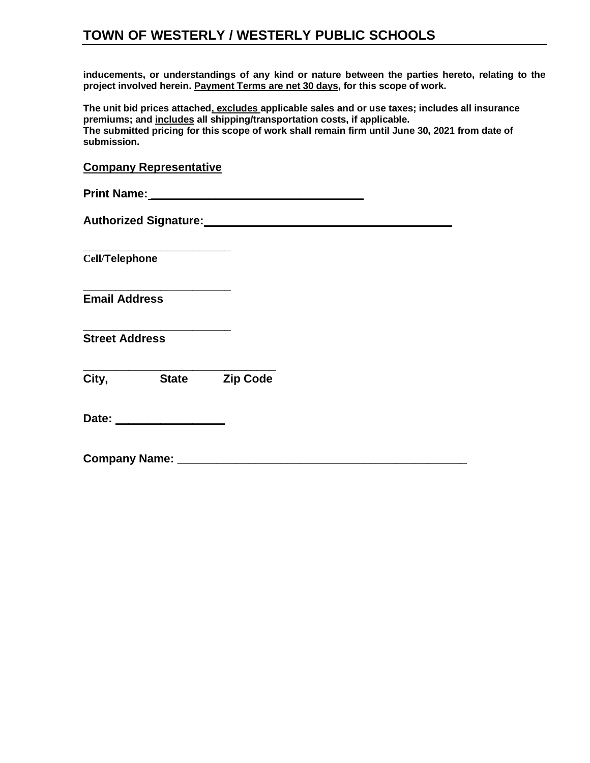**inducements, or understandings of any kind or nature between the parties hereto, relating to the project involved herein. Payment Terms are net 30 days, for this scope of work.**

**The unit bid prices attached, excludes applicable sales and or use taxes; includes all insurance premiums; and includes all shipping/transportation costs, if applicable.**
**The submitted pricing for this scope of work shall remain firm until June 30, 2021 from date of submission.**

**Company Representative**

**Print Name:** ________________________________

**Authorized Signature:** ____________________________________

________________________
**Cell/Telephone**

________________________
**Email Address**

________________________
**Street Address**

________________________________
**City, State Zip Code**

**Date:** ________________

**Company Name:** ________________________________________________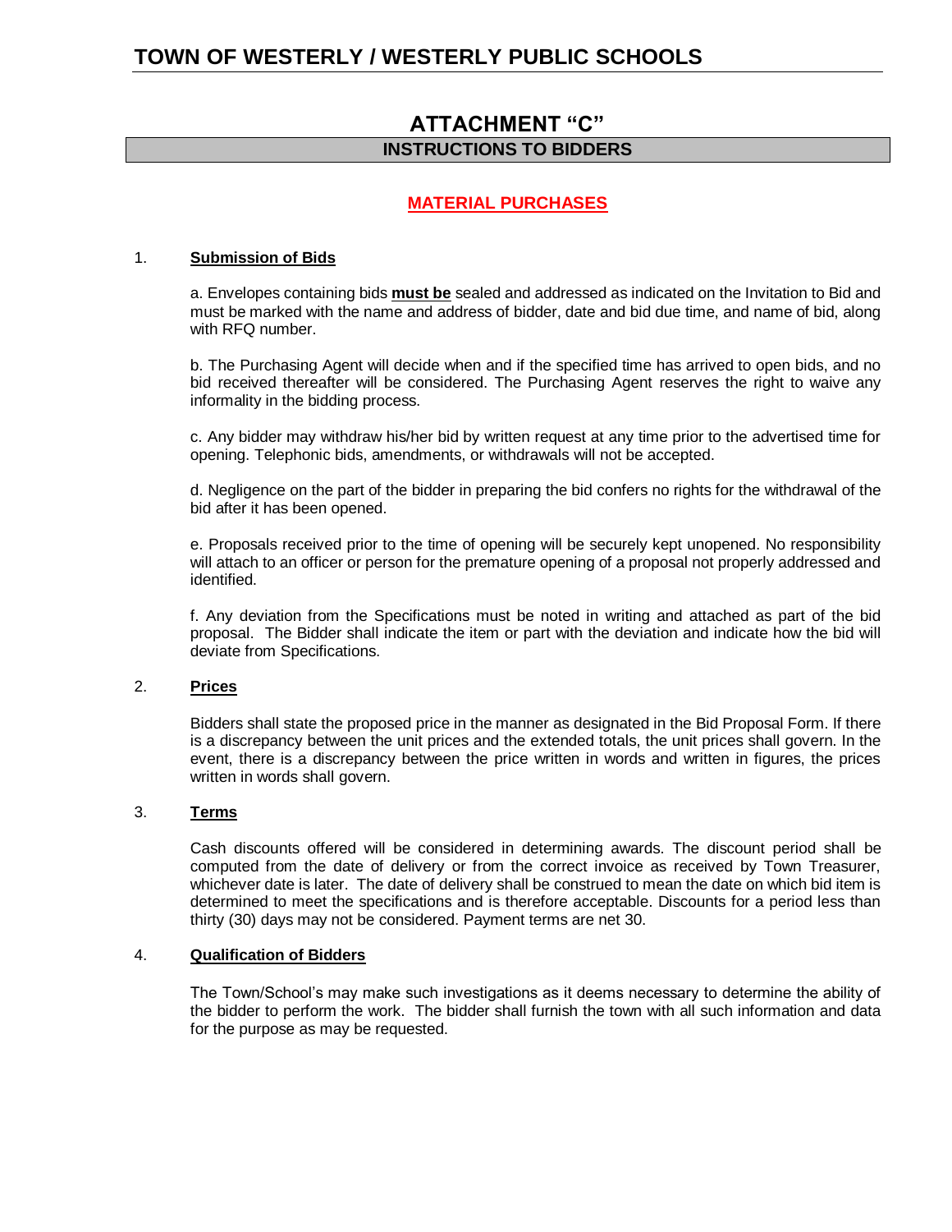# ATTACHMENT "C"

## INSTRUCTIONS TO BIDDERS

### MATERIAL PURCHASES

1. **Submission of Bids**

   a. Envelopes containing bids **must be** sealed and addressed as indicated on the Invitation to Bid and must be marked with the name and address of bidder, date and bid due time, and name of bid, along with RFQ number.

   b. The Purchasing Agent will decide when and if the specified time has arrived to open bids, and no bid received thereafter will be considered. The Purchasing Agent reserves the right to waive any informality in the bidding process.

   c. Any bidder may withdraw his/her bid by written request at any time prior to the advertised time for opening. Telephonic bids, amendments, or withdrawals will not be accepted.

   d. Negligence on the part of the bidder in preparing the bid confers no rights for the withdrawal of the bid after it has been opened.

   e. Proposals received prior to the time of opening will be securely kept unopened. No responsibility will attach to an officer or person for the premature opening of a proposal not properly addressed and identified.

   f. Any deviation from the Specifications must be noted in writing and attached as part of the bid proposal. The Bidder shall indicate the item or part with the deviation and indicate how the bid will deviate from Specifications.

2. **Prices**

   Bidders shall state the proposed price in the manner as designated in the Bid Proposal Form. If there is a discrepancy between the unit prices and the extended totals, the unit prices shall govern. In the event, there is a discrepancy between the price written in words and written in figures, the prices written in words shall govern.

3. **Terms**

   Cash discounts offered will be considered in determining awards. The discount period shall be computed from the date of delivery or from the correct invoice as received by Town Treasurer, whichever date is later. The date of delivery shall be construed to mean the date on which bid item is determined to meet the specifications and is therefore acceptable. Discounts for a period less than thirty (30) days may not be considered. Payment terms are net 30.

4. **Qualification of Bidders**

   The Town/School's may make such investigations as it deems necessary to determine the ability of the bidder to perform the work. The bidder shall furnish the town with all such information and data for the purpose as may be requested.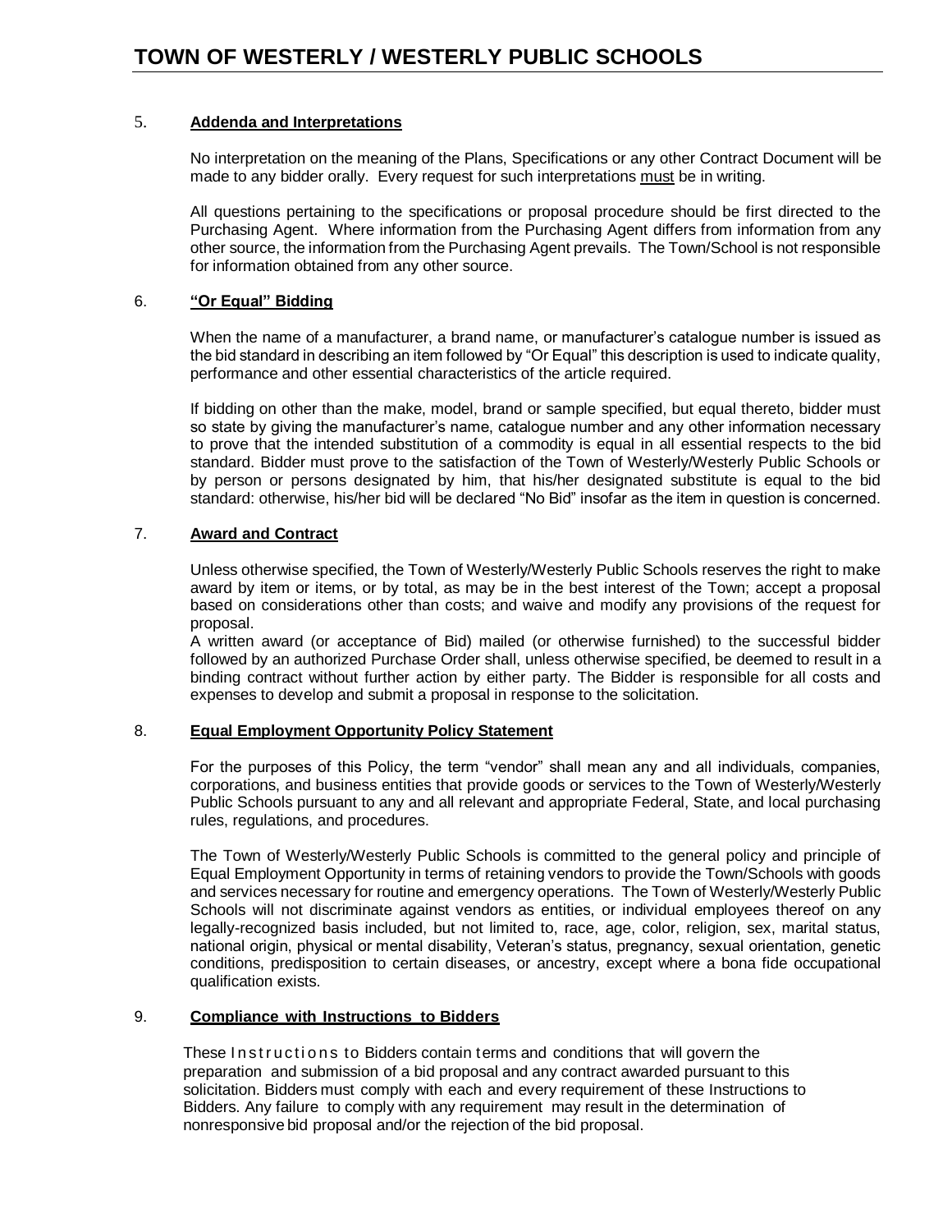5. **Addenda and Interpretations**

No interpretation on the meaning of the Plans, Specifications or any other Contract Document will be made to any bidder orally. Every request for such interpretations must be in writing.

All questions pertaining to the specifications or proposal procedure should be first directed to the Purchasing Agent. Where information from the Purchasing Agent differs from information from any other source, the information from the Purchasing Agent prevails. The Town/School is not responsible for information obtained from any other source.

6. **"Or Equal" Bidding**

When the name of a manufacturer, a brand name, or manufacturer's catalogue number is issued as the bid standard in describing an item followed by "Or Equal" this description is used to indicate quality, performance and other essential characteristics of the article required.

If bidding on other than the make, model, brand or sample specified, but equal thereto, bidder must so state by giving the manufacturer's name, catalogue number and any other information necessary to prove that the intended substitution of a commodity is equal in all essential respects to the bid standard. Bidder must prove to the satisfaction of the Town of Westerly/Westerly Public Schools or by person or persons designated by him, that his/her designated substitute is equal to the bid standard: otherwise, his/her bid will be declared "No Bid" insofar as the item in question is concerned.

7. **Award and Contract**

Unless otherwise specified, the Town of Westerly/Westerly Public Schools reserves the right to make award by item or items, or by total, as may be in the best interest of the Town; accept a proposal based on considerations other than costs; and waive and modify any provisions of the request for proposal.

A written award (or acceptance of Bid) mailed (or otherwise furnished) to the successful bidder followed by an authorized Purchase Order shall, unless otherwise specified, be deemed to result in a binding contract without further action by either party. The Bidder is responsible for all costs and expenses to develop and submit a proposal in response to the solicitation.

8. **Equal Employment Opportunity Policy Statement**

For the purposes of this Policy, the term "vendor" shall mean any and all individuals, companies, corporations, and business entities that provide goods or services to the Town of Westerly/Westerly Public Schools pursuant to any and all relevant and appropriate Federal, State, and local purchasing rules, regulations, and procedures.

The Town of Westerly/Westerly Public Schools is committed to the general policy and principle of Equal Employment Opportunity in terms of retaining vendors to provide the Town/Schools with goods and services necessary for routine and emergency operations. The Town of Westerly/Westerly Public Schools will not discriminate against vendors as entities, or individual employees thereof on any legally-recognized basis included, but not limited to, race, age, color, religion, sex, marital status, national origin, physical or mental disability, Veteran's status, pregnancy, sexual orientation, genetic conditions, predisposition to certain diseases, or ancestry, except where a bona fide occupational qualification exists.

9. **Compliance with Instructions to Bidders**

These Instructions to Bidders contain terms and conditions that will govern the preparation and submission of a bid proposal and any contract awarded pursuant to this solicitation. Bidders must comply with each and every requirement of these Instructions to Bidders. Any failure to comply with any requirement may result in the determination of nonresponsive bid proposal and/or the rejection of the bid proposal.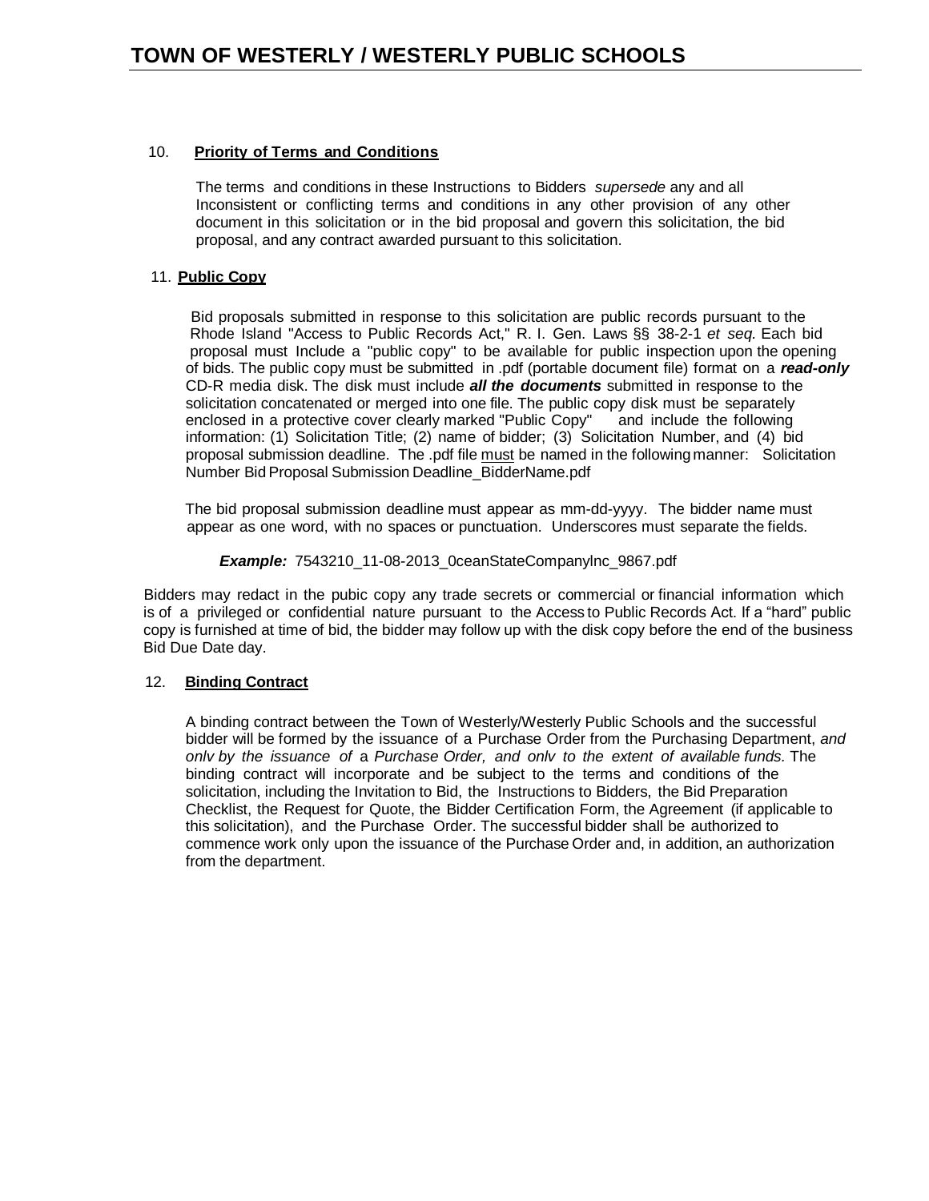10. **Priority of Terms and Conditions**

The terms and conditions in these Instructions to Bidders *supersede* any and all Inconsistent or conflicting terms and conditions in any other provision of any other document in this solicitation or in the bid proposal and govern this solicitation, the bid proposal, and any contract awarded pursuant to this solicitation.

11. **Public Copy**

Bid proposals submitted in response to this solicitation are public records pursuant to the Rhode Island "Access to Public Records Act," R. I. Gen. Laws §§ 38-2-1 *et seq.* Each bid proposal must Include a "public copy" to be available for public inspection upon the opening of bids. The public copy must be submitted in .pdf (portable document file) format on a ***read-only*** CD-R media disk. The disk must include ***all the documents*** submitted in response to the solicitation concatenated or merged into one file. The public copy disk must be separately enclosed in a protective cover clearly marked "Public Copy" and include the following information: (1) Solicitation Title; (2) name of bidder; (3) Solicitation Number, and (4) bid proposal submission deadline. The .pdf file must be named in the following manner: Solicitation Number Bid Proposal Submission Deadline_BidderName.pdf

The bid proposal submission deadline must appear as mm-dd-yyyy. The bidder name must appear as one word, with no spaces or punctuation. Underscores must separate the fields.

***Example:*** 7543210_11-08-2013_0ceanStateCompanylnc_9867.pdf

Bidders may redact in the pubic copy any trade secrets or commercial or financial information which is of a privileged or confidential nature pursuant to the Access to Public Records Act. If a "hard" public copy is furnished at time of bid, the bidder may follow up with the disk copy before the end of the business Bid Due Date day.

12. **Binding Contract**

A binding contract between the Town of Westerly/Westerly Public Schools and the successful bidder will be formed by the issuance of a Purchase Order from the Purchasing Department, *and onlv by the issuance of* a *Purchase Order, and onlv to the extent of available funds.* The binding contract will incorporate and be subject to the terms and conditions of the solicitation, including the Invitation to Bid, the Instructions to Bidders, the Bid Preparation Checklist, the Request for Quote, the Bidder Certification Form, the Agreement (if applicable to this solicitation), and the Purchase Order. The successful bidder shall be authorized to commence work only upon the issuance of the Purchase Order and, in addition, an authorization from the department.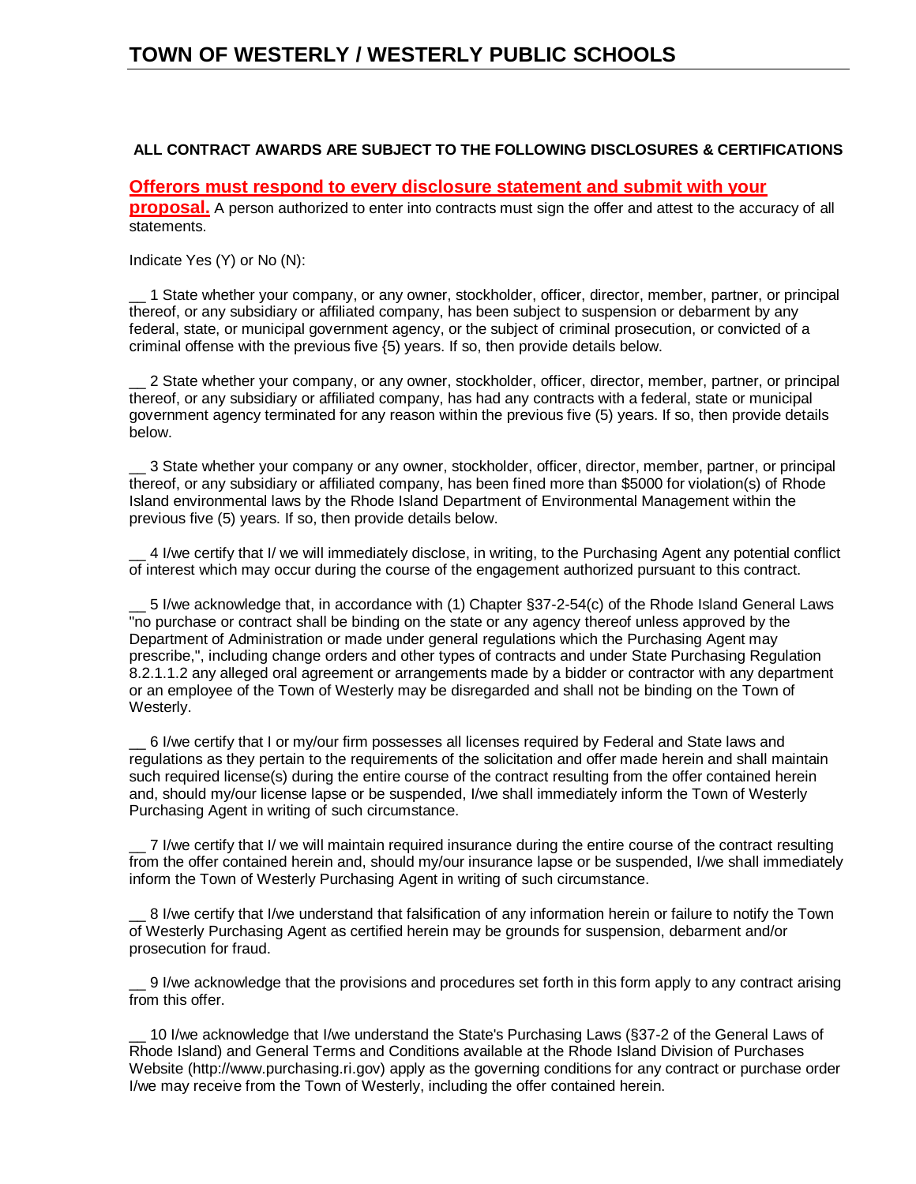# TOWN OF WESTERLY / WESTERLY PUBLIC SCHOOLS

**ALL CONTRACT AWARDS ARE SUBJECT TO THE FOLLOWING DISCLOSURES & CERTIFICATIONS**

**Offerors must respond to every disclosure statement and submit with your proposal.** A person authorized to enter into contracts must sign the offer and attest to the accuracy of all statements.

Indicate Yes (Y) or No (N):

__ 1 State whether your company, or any owner, stockholder, officer, director, member, partner, or principal thereof, or any subsidiary or affiliated company, has been subject to suspension or debarment by any federal, state, or municipal government agency, or the subject of criminal prosecution, or convicted of a criminal offense with the previous five {5) years. If so, then provide details below.

__ 2 State whether your company, or any owner, stockholder, officer, director, member, partner, or principal thereof, or any subsidiary or affiliated company, has had any contracts with a federal, state or municipal government agency terminated for any reason within the previous five (5) years. If so, then provide details below.

__ 3 State whether your company or any owner, stockholder, officer, director, member, partner, or principal thereof, or any subsidiary or affiliated company, has been fined more than $5000 for violation(s) of Rhode Island environmental laws by the Rhode Island Department of Environmental Management within the previous five (5) years. If so, then provide details below.

__ 4 I/we certify that I/ we will immediately disclose, in writing, to the Purchasing Agent any potential conflict of interest which may occur during the course of the engagement authorized pursuant to this contract.

__ 5 I/we acknowledge that, in accordance with (1) Chapter §37-2-54(c) of the Rhode Island General Laws "no purchase or contract shall be binding on the state or any agency thereof unless approved by the Department of Administration or made under general regulations which the Purchasing Agent may prescribe,", including change orders and other types of contracts and under State Purchasing Regulation 8.2.1.1.2 any alleged oral agreement or arrangements made by a bidder or contractor with any department or an employee of the Town of Westerly may be disregarded and shall not be binding on the Town of Westerly.

__ 6 I/we certify that I or my/our firm possesses all licenses required by Federal and State laws and regulations as they pertain to the requirements of the solicitation and offer made herein and shall maintain such required license(s) during the entire course of the contract resulting from the offer contained herein and, should my/our license lapse or be suspended, I/we shall immediately inform the Town of Westerly Purchasing Agent in writing of such circumstance.

__ 7 I/we certify that I/ we will maintain required insurance during the entire course of the contract resulting from the offer contained herein and, should my/our insurance lapse or be suspended, I/we shall immediately inform the Town of Westerly Purchasing Agent in writing of such circumstance.

__ 8 I/we certify that I/we understand that falsification of any information herein or failure to notify the Town of Westerly Purchasing Agent as certified herein may be grounds for suspension, debarment and/or prosecution for fraud.

__ 9 I/we acknowledge that the provisions and procedures set forth in this form apply to any contract arising from this offer.

__ 10 I/we acknowledge that I/we understand the State's Purchasing Laws (§37-2 of the General Laws of Rhode Island) and General Terms and Conditions available at the Rhode Island Division of Purchases Website (http://www.purchasing.ri.gov) apply as the governing conditions for any contract or purchase order I/we may receive from the Town of Westerly, including the offer contained herein.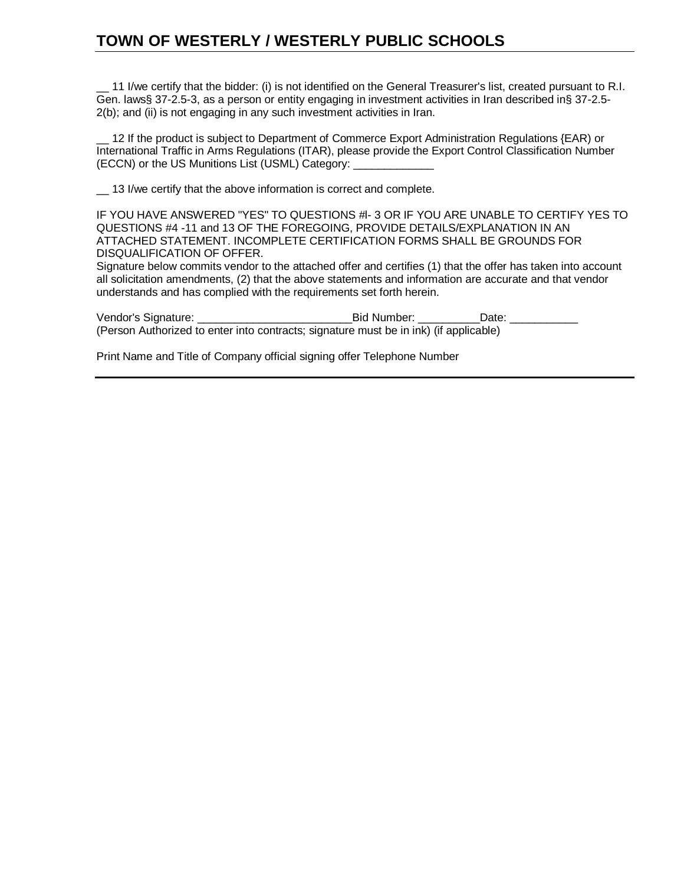__ 11 I/we certify that the bidder: (i) is not identified on the General Treasurer's list, created pursuant to R.I. Gen. laws§ 37-2.5-3, as a person or entity engaging in investment activities in Iran described in§ 37-2.5-2(b); and (ii) is not engaging in any such investment activities in Iran.

__ 12 If the product is subject to Department of Commerce Export Administration Regulations {EAR) or International Traffic in Arms Regulations (ITAR), please provide the Export Control Classification Number (ECCN) or the US Munitions List (USML) Category: _____________

__ 13 I/we certify that the above information is correct and complete.

IF YOU HAVE ANSWERED "YES" TO QUESTIONS #l- 3 OR IF YOU ARE UNABLE TO CERTIFY YES TO QUESTIONS #4 -11 and 13 OF THE FOREGOING, PROVIDE DETAILS/EXPLANATION IN AN ATTACHED STATEMENT. INCOMPLETE CERTIFICATION FORMS SHALL BE GROUNDS FOR DISQUALIFICATION OF OFFER.

Signature below commits vendor to the attached offer and certifies (1) that the offer has taken into account all solicitation amendments, (2) that the above statements and information are accurate and that vendor understands and has complied with the requirements set forth herein.

Vendor's Signature: ________________________Bid Number: __________Date: ___________
(Person Authorized to enter into contracts; signature must be in ink) (if applicable)

Print Name and Title of Company official signing offer Telephone Number